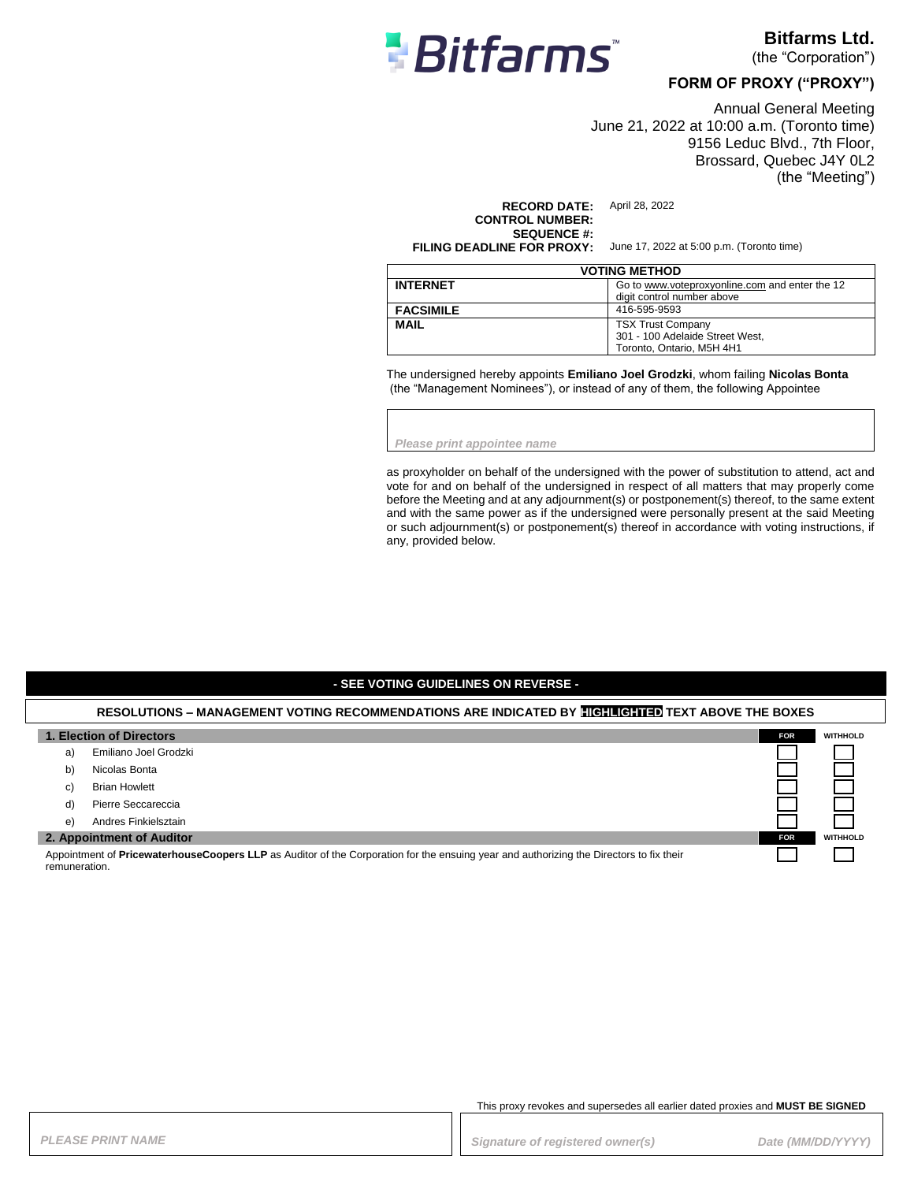# Bitfarms Ltd.

(the “Corporation”)

## FORM OF PROXY (“PROXY”)

Annual General Meeting
June 21, 2022 at 10:00 a.m. (Toronto time)
9156 Leduc Blvd., 7th Floor,
Brossard, Quebec J4Y 0L2
(the “Meeting”)

**RECORD DATE:** April 28, 2022
**CONTROL NUMBER:**
**SEQUENCE #:**
**FILING DEADLINE FOR PROXY:** June 17, 2022 at 5:00 p.m. (Toronto time)

| VOTING METHOD | |
|---|---|
| **INTERNET** | Go to www.voteproxyonline.com and enter the 12 digit control number above |
| **FACSIMILE** | 416-595-9593 |
| **MAIL** | TSX Trust Company<br>301 - 100 Adelaide Street West,<br>Toronto, Ontario, M5H 4H1 |

The undersigned hereby appoints **Emiliano Joel Grodzki**, whom failing **Nicolas Bonta** (the “Management Nominees”), or instead of any of them, the following Appointee

*Please print appointee name*

as proxyholder on behalf of the undersigned with the power of substitution to attend, act and vote for and on behalf of the undersigned in respect of all matters that may properly come before the Meeting and at any adjournment(s) or postponement(s) thereof, to the same extent and with the same power as if the undersigned were personally present at the said Meeting or such adjournment(s) or postponement(s) thereof in accordance with voting instructions, if any, provided below.

**- SEE VOTING GUIDELINES ON REVERSE -**

**RESOLUTIONS – MANAGEMENT VOTING RECOMMENDATIONS ARE INDICATED BY HIGHLIGHTED TEXT ABOVE THE BOXES**

| **1. Election of Directors** | **FOR** | WITHHOLD |
|---|---|---|
| a) Emiliano Joel Grodzki | ☐ | ☐ |
| b) Nicolas Bonta | ☐ | ☐ |
| c) Brian Howlett | ☐ | ☐ |
| d) Pierre Seccareccia | ☐ | ☐ |
| e) Andres Finkielsztain | ☐ | ☐ |
| **2. Appointment of Auditor** | **FOR** | WITHHOLD |
| Appointment of **PricewaterhouseCoopers LLP** as Auditor of the Corporation for the ensuing year and authorizing the Directors to fix their remuneration. | ☐ | ☐ |

This proxy revokes and supersedes all earlier dated proxies and **MUST BE SIGNED**

*PLEASE PRINT NAME*

*Signature of registered owner(s)* *Date (MM/DD/YYYY)*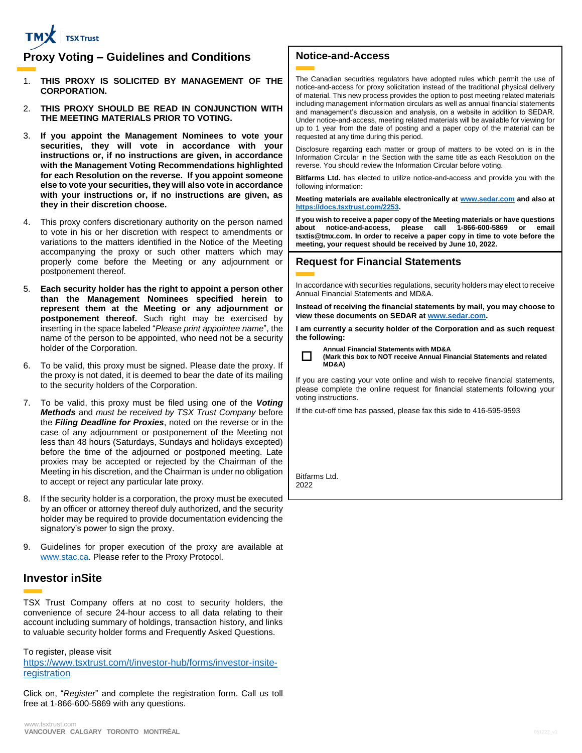# Proxy Voting – Guidelines and Conditions

1. **THIS PROXY IS SOLICITED BY MANAGEMENT OF THE CORPORATION.**
2. **THIS PROXY SHOULD BE READ IN CONJUNCTION WITH THE MEETING MATERIALS PRIOR TO VOTING.**
3. **If you appoint the Management Nominees to vote your securities, they will vote in accordance with your instructions or, if no instructions are given, in accordance with the Management Voting Recommendations highlighted for each Resolution on the reverse. If you appoint someone else to vote your securities, they will also vote in accordance with your instructions or, if no instructions are given, as they in their discretion choose.**
4. This proxy confers discretionary authority on the person named to vote in his or her discretion with respect to amendments or variations to the matters identified in the Notice of the Meeting accompanying the proxy or such other matters which may properly come before the Meeting or any adjournment or postponement thereof.
5. **Each security holder has the right to appoint a person other than the Management Nominees specified herein to represent them at the Meeting or any adjournment or postponement thereof.** Such right may be exercised by inserting in the space labeled "*Please print appointee name*", the name of the person to be appointed, who need not be a security holder of the Corporation.
6. To be valid, this proxy must be signed. Please date the proxy. If the proxy is not dated, it is deemed to bear the date of its mailing to the security holders of the Corporation.
7. To be valid, this proxy must be filed using one of the ***Voting Methods*** and *must be received by TSX Trust Company* before the ***Filing Deadline for Proxies***, noted on the reverse or in the case of any adjournment or postponement of the Meeting not less than 48 hours (Saturdays, Sundays and holidays excepted) before the time of the adjourned or postponed meeting. Late proxies may be accepted or rejected by the Chairman of the Meeting in his discretion, and the Chairman is under no obligation to accept or reject any particular late proxy.
8. If the security holder is a corporation, the proxy must be executed by an officer or attorney thereof duly authorized, and the security holder may be required to provide documentation evidencing the signatory's power to sign the proxy.
9. Guidelines for proper execution of the proxy are available at www.stac.ca. Please refer to the Proxy Protocol.

## Investor inSite

TSX Trust Company offers at no cost to security holders, the convenience of secure 24-hour access to all data relating to their account including summary of holdings, transaction history, and links to valuable security holder forms and Frequently Asked Questions.

To register, please visit https://www.tsxtrust.com/t/investor-hub/forms/investor-insite-registration

Click on, "*Register*" and complete the registration form. Call us toll free at 1-866-600-5869 with any questions.

## Notice-and-Access

The Canadian securities regulators have adopted rules which permit the use of notice-and-access for proxy solicitation instead of the traditional physical delivery of material. This new process provides the option to post meeting related materials including management information circulars as well as annual financial statements and management's discussion and analysis, on a website in addition to SEDAR. Under notice-and-access, meeting related materials will be available for viewing for up to 1 year from the date of posting and a paper copy of the material can be requested at any time during this period.

Disclosure regarding each matter or group of matters to be voted on is in the Information Circular in the Section with the same title as each Resolution on the reverse. You should review the Information Circular before voting.

**Bitfarms Ltd.** has elected to utilize notice-and-access and provide you with the following information:

**Meeting materials are available electronically at www.sedar.com and also at https://docs.tsxtrust.com/2253.**

**If you wish to receive a paper copy of the Meeting materials or have questions about notice-and-access, please call 1-866-600-5869 or email tsxtis@tmx.com. In order to receive a paper copy in time to vote before the meeting, your request should be received by June 10, 2022.**

## Request for Financial Statements

In accordance with securities regulations, security holders may elect to receive Annual Financial Statements and MD&A.

**Instead of receiving the financial statements by mail, you may choose to view these documents on SEDAR at www.sedar.com.**

**I am currently a security holder of the Corporation and as such request the following:**

☐ **Annual Financial Statements with MD&A (Mark this box to NOT receive Annual Financial Statements and related MD&A)**

If you are casting your vote online and wish to receive financial statements, please complete the online request for financial statements following your voting instructions.

If the cut-off time has passed, please fax this side to 416-595-9593

Bitfarms Ltd.
2022